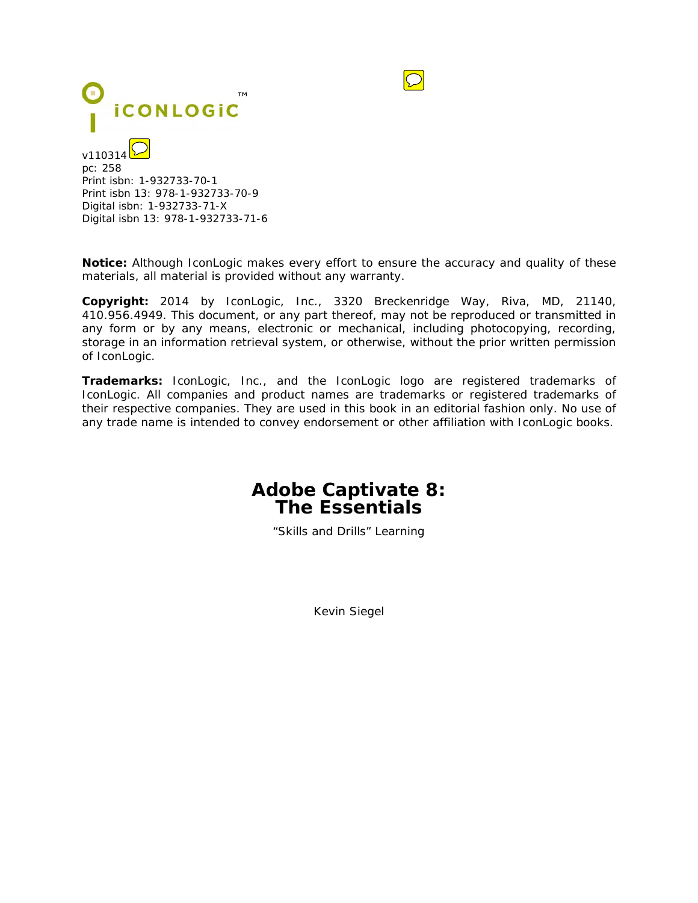ICONLOGIC™

v110314
pc: 258
Print isbn: 1-932733-70-1
Print isbn 13: 978-1-932733-70-9
Digital isbn: 1-932733-71-X
Digital isbn 13: 978-1-932733-71-6

**Notice:** Although IconLogic makes every effort to ensure the accuracy and quality of these materials, all material is provided without any warranty.

**Copyright:** 2014 by IconLogic, Inc., 3320 Breckenridge Way, Riva, MD, 21140, 410.956.4949. This document, or any part thereof, may not be reproduced or transmitted in any form or by any means, electronic or mechanical, including photocopying, recording, storage in an information retrieval system, or otherwise, without the prior written permission of IconLogic.

**Trademarks:** IconLogic, Inc., and the IconLogic logo are registered trademarks of IconLogic. All companies and product names are trademarks or registered trademarks of their respective companies. They are used in this book in an editorial fashion only. No use of any trade name is intended to convey endorsement or other affiliation with IconLogic books.

# Adobe Captivate 8: The Essentials

"Skills and Drills" Learning

Kevin Siegel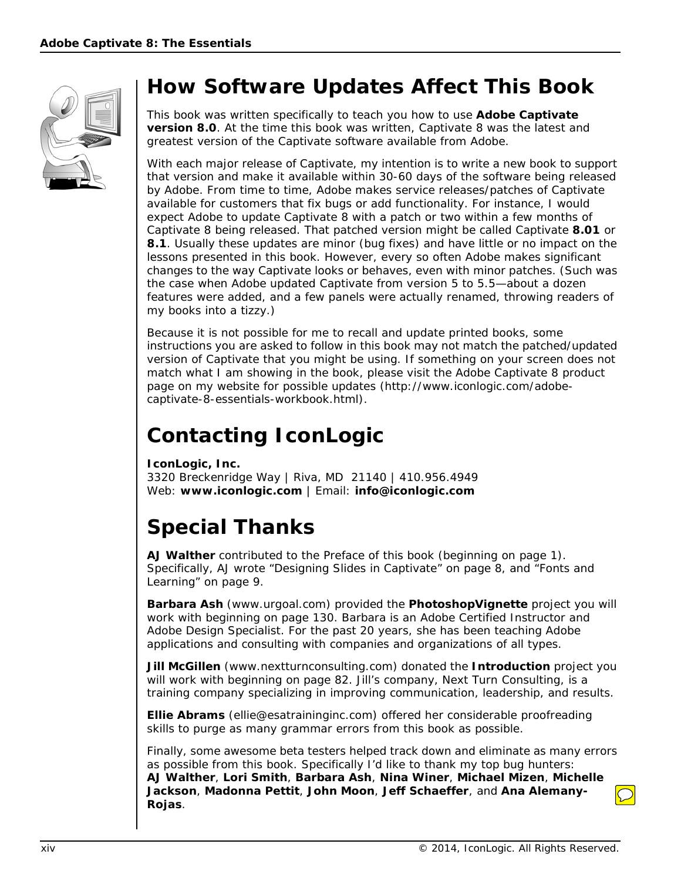# How Software Updates Affect This Book

This book was written specifically to teach you how to use **Adobe Captivate version 8.0**. At the time this book was written, Captivate 8 was the latest and greatest version of the Captivate software available from Adobe.

With each major release of Captivate, my intention is to write a new book to support that version and make it available within 30-60 days of the software being released by Adobe. From time to time, Adobe makes service releases/patches of Captivate available for customers that fix bugs or add functionality. For instance, I would expect Adobe to update Captivate 8 with a patch or two within a few months of Captivate 8 being released. That patched version might be called Captivate **8.01** or **8.1**. Usually these updates are minor (bug fixes) and have little or no impact on the lessons presented in this book. However, every so often Adobe makes significant changes to the way Captivate looks or behaves, even with minor patches. (Such was the case when Adobe updated Captivate from version 5 to 5.5—about a dozen features were added, and a few panels were actually renamed, throwing readers of my books into a tizzy.)

Because it is not possible for me to recall and update printed books, some instructions you are asked to follow in this book may not match the patched/updated version of Captivate that you might be using. If something on your screen does not match what I am showing in the book, please visit the Adobe Captivate 8 product page on my website for possible updates (http://www.iconlogic.com/adobe-captivate-8-essentials-workbook.html).

# Contacting IconLogic

**IconLogic, Inc.**
3320 Breckenridge Way | Riva, MD 21140 | 410.956.4949
Web: **www.iconlogic.com** | Email: **info@iconlogic.com**

# Special Thanks

**AJ Walther** contributed to the Preface of this book (beginning on page 1). Specifically, AJ wrote "Designing Slides in Captivate" on page 8, and "Fonts and Learning" on page 9.

**Barbara Ash** (www.urgoal.com) provided the **PhotoshopVignette** project you will work with beginning on page 130. Barbara is an Adobe Certified Instructor and Adobe Design Specialist. For the past 20 years, she has been teaching Adobe applications and consulting with companies and organizations of all types.

**Jill McGillen** (www.nextturnconsulting.com) donated the **Introduction** project you will work with beginning on page 82. Jill's company, Next Turn Consulting, is a training company specializing in improving communication, leadership, and results.

**Ellie Abrams** (ellie@esatraininginc.com) offered her considerable proofreading skills to purge as many grammar errors from this book as possible.

Finally, some awesome beta testers helped track down and eliminate as many errors as possible from this book. Specifically I'd like to thank my top bug hunters: **AJ Walther**, **Lori Smith**, **Barbara Ash**, **Nina Winer**, **Michael Mizen**, **Michelle Jackson**, **Madonna Pettit**, **John Moon**, **Jeff Schaeffer**, and **Ana Alemany-Rojas**.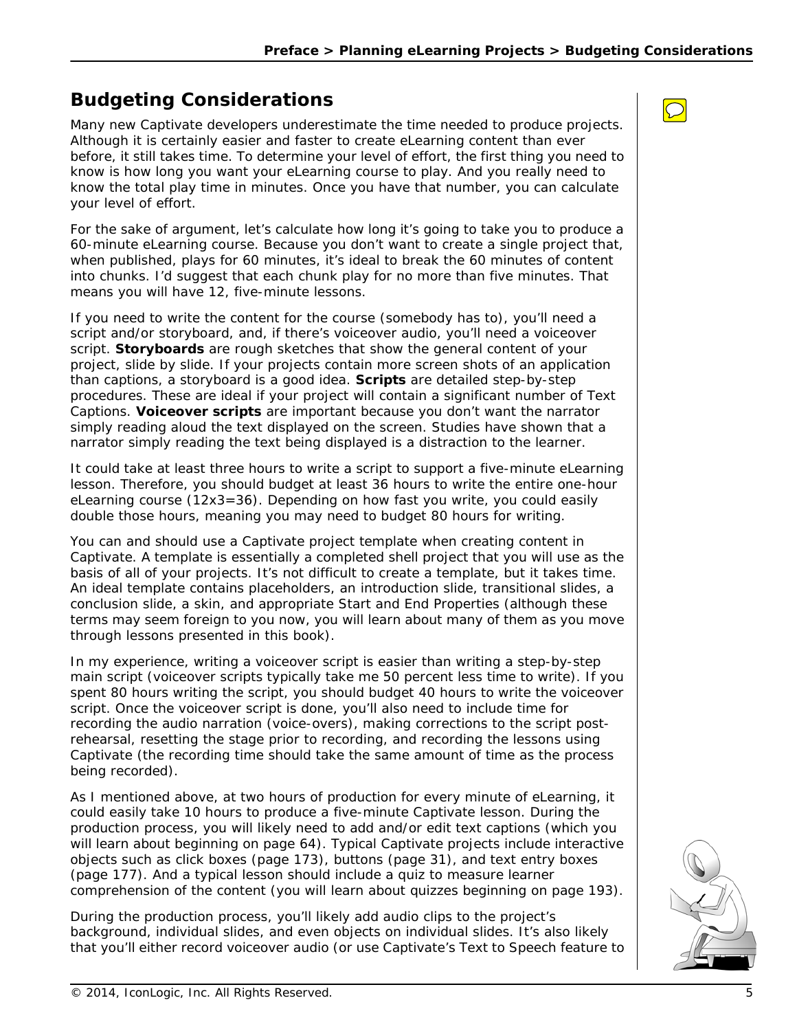## Budgeting Considerations

Many new Captivate developers underestimate the time needed to produce projects. Although it is certainly easier and faster to create eLearning content than ever before, it still takes time. To determine your level of effort, the first thing you need to know is how long you want your eLearning course to play. And you really need to know the total play time in minutes. Once you have that number, you can calculate your level of effort.

For the sake of argument, let's calculate how long it's going to take you to produce a 60-minute eLearning course. Because you don't want to create a single project that, when published, plays for 60 minutes, it's ideal to break the 60 minutes of content into chunks. I'd suggest that each chunk play for no more than five minutes. That means you will have 12, five-minute lessons.

If you need to write the content for the course (somebody has to), you'll need a script and/or storyboard, and, if there's voiceover audio, you'll need a voiceover script. **Storyboards** are rough sketches that show the general content of your project, slide by slide. If your projects contain more screen shots of an application than captions, a storyboard is a good idea. **Scripts** are detailed step-by-step procedures. These are ideal if your project will contain a significant number of Text Captions. **Voiceover scripts** are important because you don't want the narrator simply reading aloud the text displayed on the screen. Studies have shown that a narrator simply reading the text being displayed is a distraction to the learner.

It could take at least three hours to write a script to support a five-minute eLearning lesson. Therefore, you should budget at least 36 hours to write the entire one-hour eLearning course (12x3=36). Depending on how fast you write, you could easily double those hours, meaning you may need to budget 80 hours for writing.

You can and should use a Captivate project template when creating content in Captivate. A template is essentially a completed shell project that you will use as the basis of all of your projects. It's not difficult to create a template, but it takes time. An ideal template contains placeholders, an introduction slide, transitional slides, a conclusion slide, a skin, and appropriate Start and End Properties (although these terms may seem foreign to you now, you will learn about many of them as you move through lessons presented in this book).

In my experience, writing a voiceover script is easier than writing a step-by-step main script (voiceover scripts typically take me 50 percent less time to write). If you spent 80 hours writing the script, you should budget 40 hours to write the voiceover script. Once the voiceover script is done, you'll also need to include time for recording the audio narration (voice-overs), making corrections to the script post-rehearsal, resetting the stage prior to recording, and recording the lessons using Captivate (the recording time should take the same amount of time as the process being recorded).

As I mentioned above, at two hours of production for every minute of eLearning, it could easily take 10 hours to produce a five-minute Captivate lesson. During the production process, you will likely need to add and/or edit text captions (which you will learn about beginning on page 64). Typical Captivate projects include interactive objects such as click boxes (page 173), buttons (page 31), and text entry boxes (page 177). And a typical lesson should include a quiz to measure learner comprehension of the content (you will learn about quizzes beginning on page 193).

During the production process, you'll likely add audio clips to the project's background, individual slides, and even objects on individual slides. It's also likely that you'll either record voiceover audio (or use Captivate's Text to Speech feature to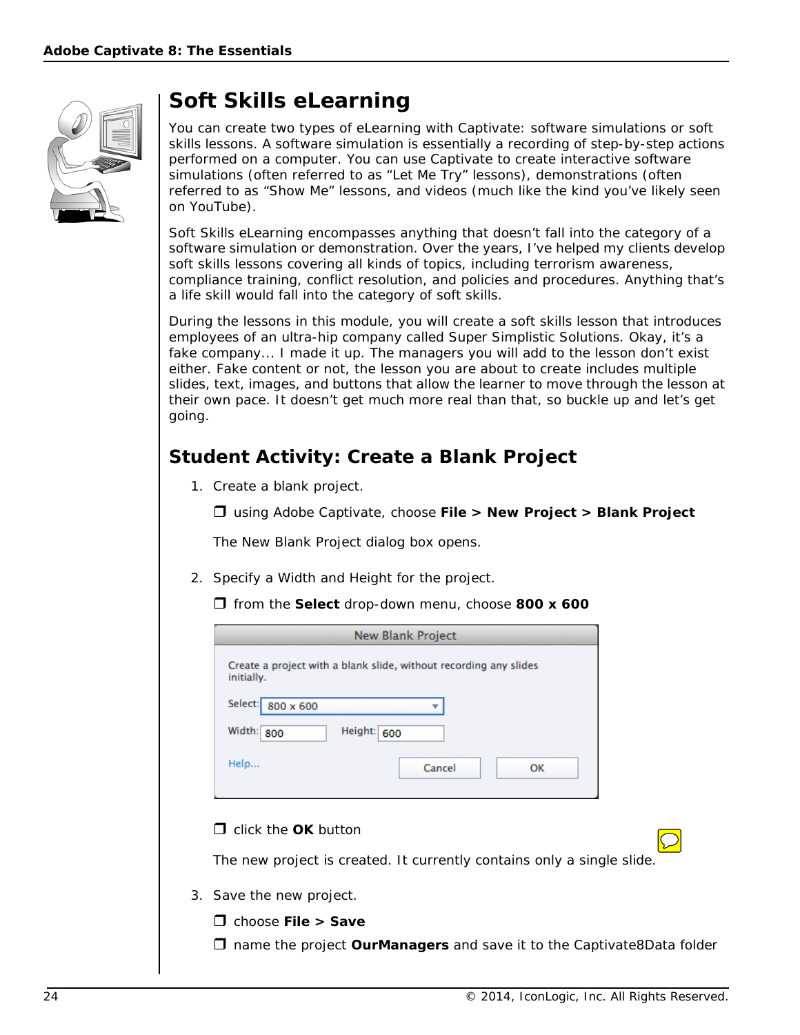## Soft Skills eLearning

You can create two types of eLearning with Captivate: software simulations or soft skills lessons. A software simulation is essentially a recording of step-by-step actions performed on a computer. You can use Captivate to create interactive software simulations (often referred to as "Let Me Try" lessons), demonstrations (often referred to as "Show Me" lessons, and videos (much like the kind you've likely seen on YouTube).

Soft Skills eLearning encompasses anything that doesn't fall into the category of a software simulation or demonstration. Over the years, I've helped my clients develop soft skills lessons covering all kinds of topics, including terrorism awareness, compliance training, conflict resolution, and policies and procedures. Anything that's a life skill would fall into the category of soft skills.

During the lessons in this module, you will create a soft skills lesson that introduces employees of an ultra-hip company called Super Simplistic Solutions. Okay, it's a fake company... I made it up. The managers you will add to the lesson don't exist either. Fake content or not, the lesson you are about to create includes multiple slides, text, images, and buttons that allow the learner to move through the lesson at their own pace. It doesn't get much more real than that, so buckle up and let's get going.

## Student Activity: Create a Blank Project

1. Create a blank project.

   ❒ using Adobe Captivate, choose **File > New Project > Blank Project**

   The New Blank Project dialog box opens.

2. Specify a Width and Height for the project.

   ❒ from the **Select** drop-down menu, choose **800 x 600**

   New Blank Project

   Create a project with a blank slide, without recording any slides initially.

   Select: 800 x 600

   Width: 800 Height: 600

   Help... Cancel OK

   ❒ click the **OK** button

   The new project is created. It currently contains only a single slide.

3. Save the new project.

   ❒ choose **File > Save**

   ❒ name the project **OurManagers** and save it to the Captivate8Data folder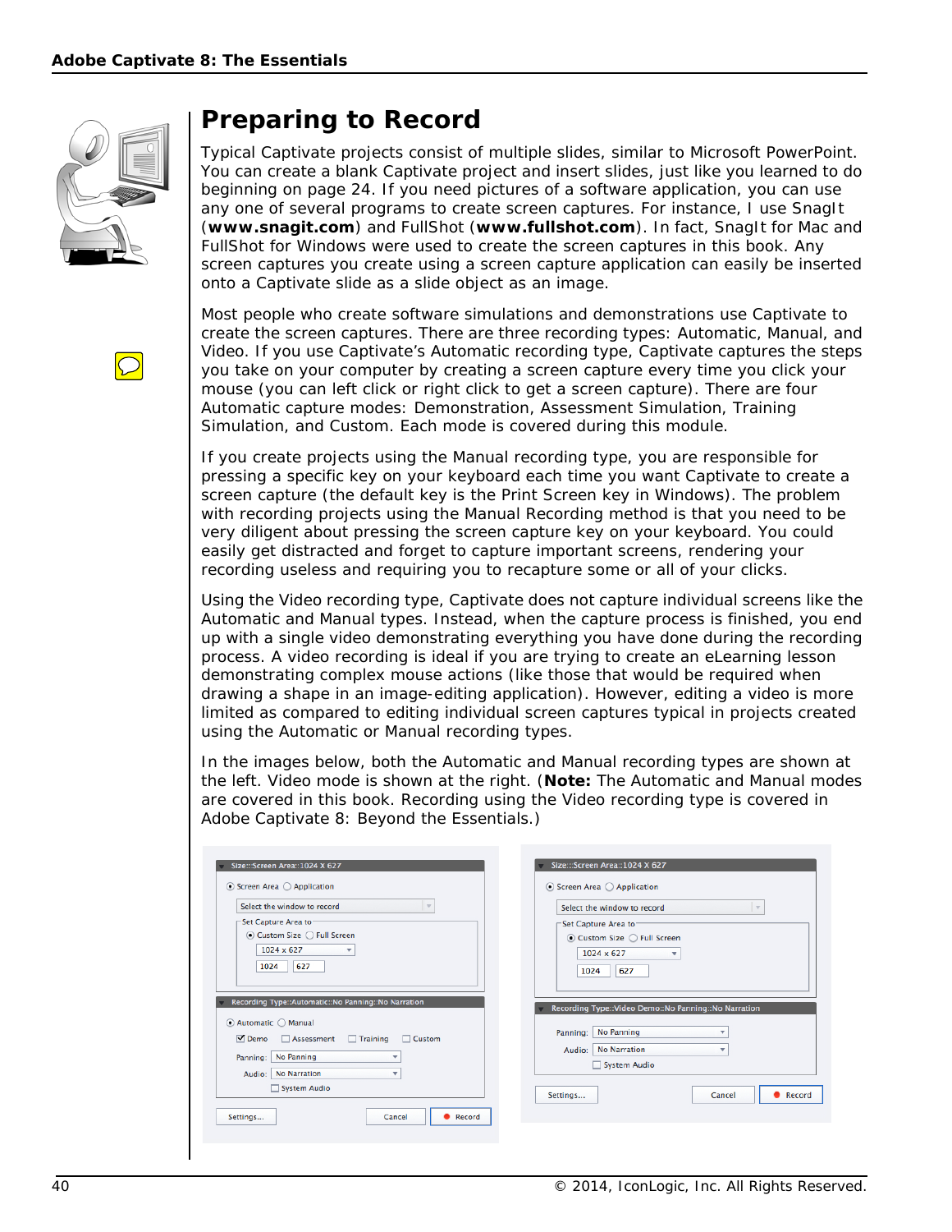## Preparing to Record

Typical Captivate projects consist of multiple slides, similar to Microsoft PowerPoint. You can create a blank Captivate project and insert slides, just like you learned to do beginning on page 24. If you need pictures of a software application, you can use any one of several programs to create screen captures. For instance, I use SnagIt (**www.snagit.com**) and FullShot (**www.fullshot.com**). In fact, SnagIt for Mac and FullShot for Windows were used to create the screen captures in this book. Any screen captures you create using a screen capture application can easily be inserted onto a Captivate slide as a slide object as an image.

Most people who create software simulations and demonstrations use Captivate to create the screen captures. There are three recording types: Automatic, Manual, and Video. If you use Captivate's Automatic recording type, Captivate captures the steps you take on your computer by creating a screen capture every time you click your mouse (you can left click or right click to get a screen capture). There are four Automatic capture modes: Demonstration, Assessment Simulation, Training Simulation, and Custom. Each mode is covered during this module.

If you create projects using the Manual recording type, you are responsible for pressing a specific key on your keyboard each time you want Captivate to create a screen capture (the default key is the Print Screen key in Windows). The problem with recording projects using the Manual Recording method is that you need to be very diligent about pressing the screen capture key on your keyboard. You could easily get distracted and forget to capture important screens, rendering your recording useless and requiring you to recapture some or all of your clicks.

Using the Video recording type, Captivate does not capture individual screens like the Automatic and Manual types. Instead, when the capture process is finished, you end up with a single video demonstrating everything you have done during the recording process. A video recording is ideal if you are trying to create an eLearning lesson demonstrating complex mouse actions (like those that would be required when drawing a shape in an image-editing application). However, editing a video is more limited as compared to editing individual screen captures typical in projects created using the Automatic or Manual recording types.

In the images below, both the Automatic and Manual recording types are shown at the left. Video mode is shown at the right. (**Note:** The Automatic and Manual modes are covered in this book. Recording using the Video recording type is covered in Adobe Captivate 8: Beyond the Essentials.)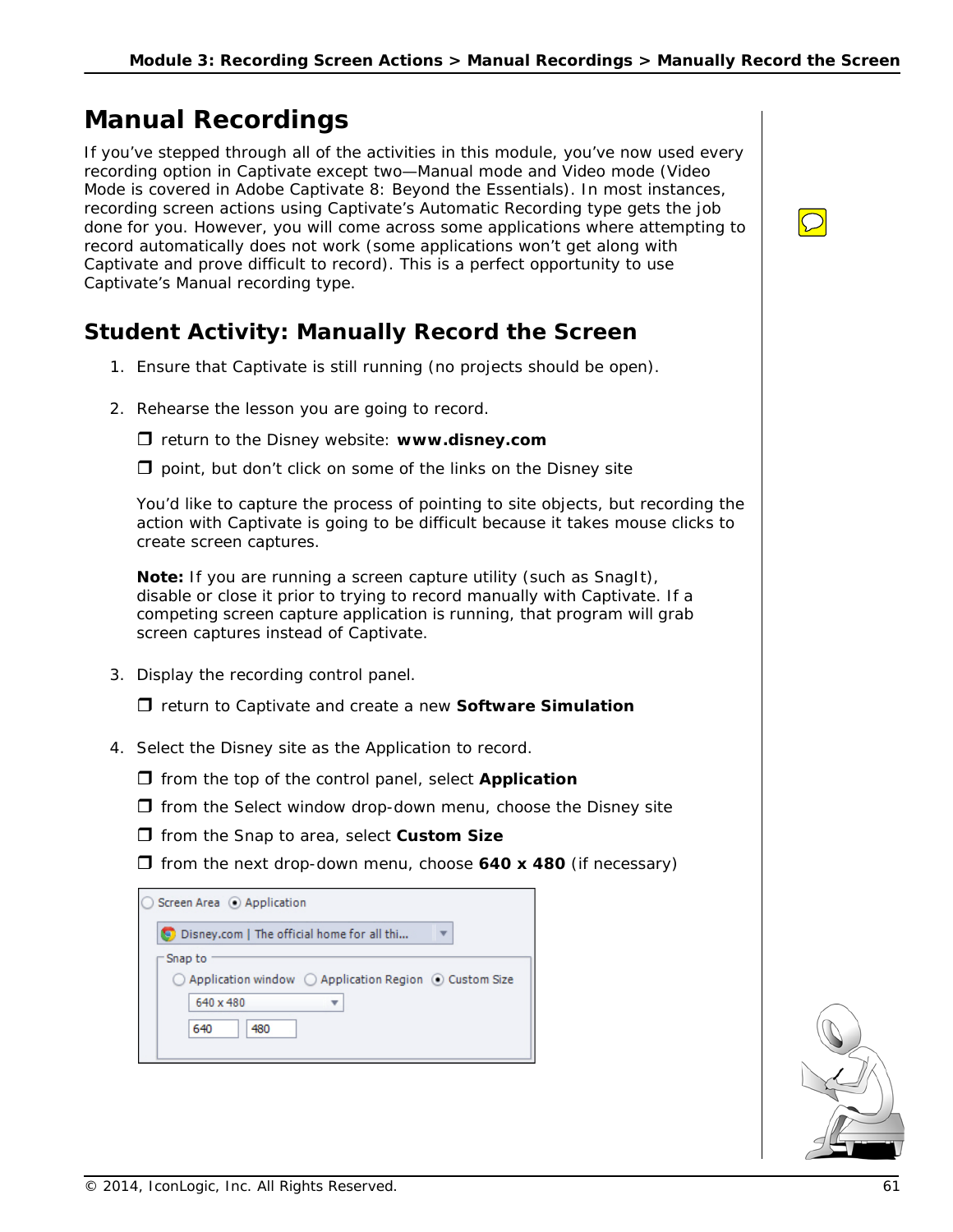# Manual Recordings

If you've stepped through all of the activities in this module, you've now used every recording option in Captivate except two—Manual mode and Video mode (Video Mode is covered in Adobe Captivate 8: Beyond the Essentials). In most instances, recording screen actions using Captivate's Automatic Recording type gets the job done for you. However, you will come across some applications where attempting to record automatically does not work (some applications won't get along with Captivate and prove difficult to record). This is a perfect opportunity to use Captivate's Manual recording type.

## Student Activity: Manually Record the Screen

1. Ensure that Captivate is still running (no projects should be open).

2. Rehearse the lesson you are going to record.

   ❒ return to the Disney website: **www.disney.com**

   ❒ point, but don't click on some of the links on the Disney site

   You'd like to capture the process of pointing to site objects, but recording the action with Captivate is going to be difficult because it takes mouse clicks to create screen captures.

   **Note:** If you are running a screen capture utility (such as SnagIt), disable or close it prior to trying to record manually with Captivate. If a competing screen capture application is running, that program will grab screen captures instead of Captivate.

3. Display the recording control panel.

   ❒ return to Captivate and create a new **Software Simulation**

4. Select the Disney site as the Application to record.

   ❒ from the top of the control panel, select **Application**

   ❒ from the Select window drop-down menu, choose the Disney site

   ❒ from the Snap to area, select **Custom Size**

   ❒ from the next drop-down menu, choose **640 x 480** (if necessary)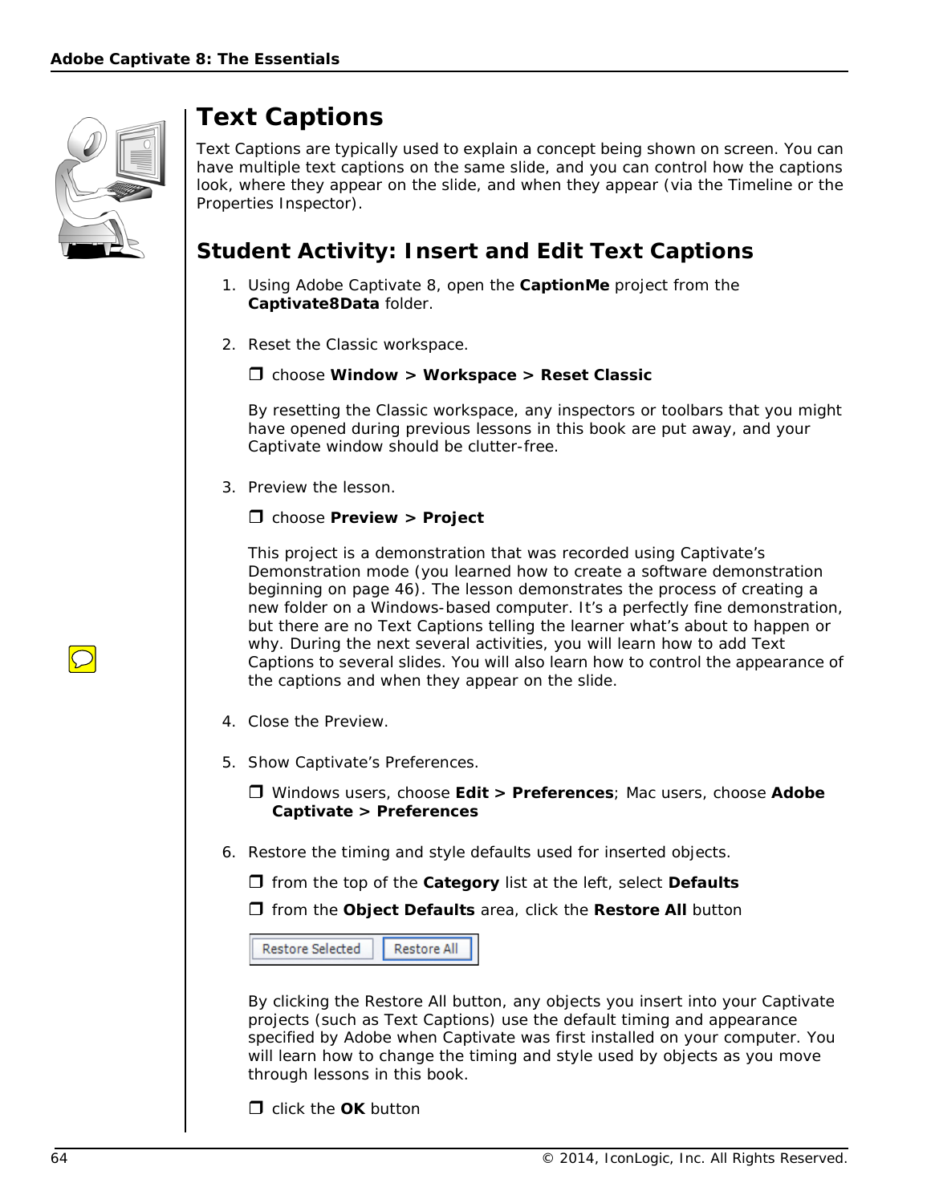# Text Captions

Text Captions are typically used to explain a concept being shown on screen. You can have multiple text captions on the same slide, and you can control how the captions look, where they appear on the slide, and when they appear (via the Timeline or the Properties Inspector).

## Student Activity: Insert and Edit Text Captions

1. Using Adobe Captivate 8, open the **CaptionMe** project from the **Captivate8Data** folder.

2. Reset the Classic workspace.

   ❒ choose **Window > Workspace > Reset Classic**

   By resetting the Classic workspace, any inspectors or toolbars that you might have opened during previous lessons in this book are put away, and your Captivate window should be clutter-free.

3. Preview the lesson.

   ❒ choose **Preview > Project**

   This project is a demonstration that was recorded using Captivate's Demonstration mode (you learned how to create a software demonstration beginning on page 46). The lesson demonstrates the process of creating a new folder on a Windows-based computer. It's a perfectly fine demonstration, but there are no Text Captions telling the learner what's about to happen or why. During the next several activities, you will learn how to add Text Captions to several slides. You will also learn how to control the appearance of the captions and when they appear on the slide.

4. Close the Preview.

5. Show Captivate's Preferences.

   ❒ Windows users, choose **Edit > Preferences**; Mac users, choose **Adobe Captivate > Preferences**

6. Restore the timing and style defaults used for inserted objects.

   ❒ from the top of the **Category** list at the left, select **Defaults**

   ❒ from the **Object Defaults** area, click the **Restore All** button

   Restore Selected | Restore All

   By clicking the Restore All button, any objects you insert into your Captivate projects (such as Text Captions) use the default timing and appearance specified by Adobe when Captivate was first installed on your computer. You will learn how to change the timing and style used by objects as you move through lessons in this book.

   ❒ click the **OK** button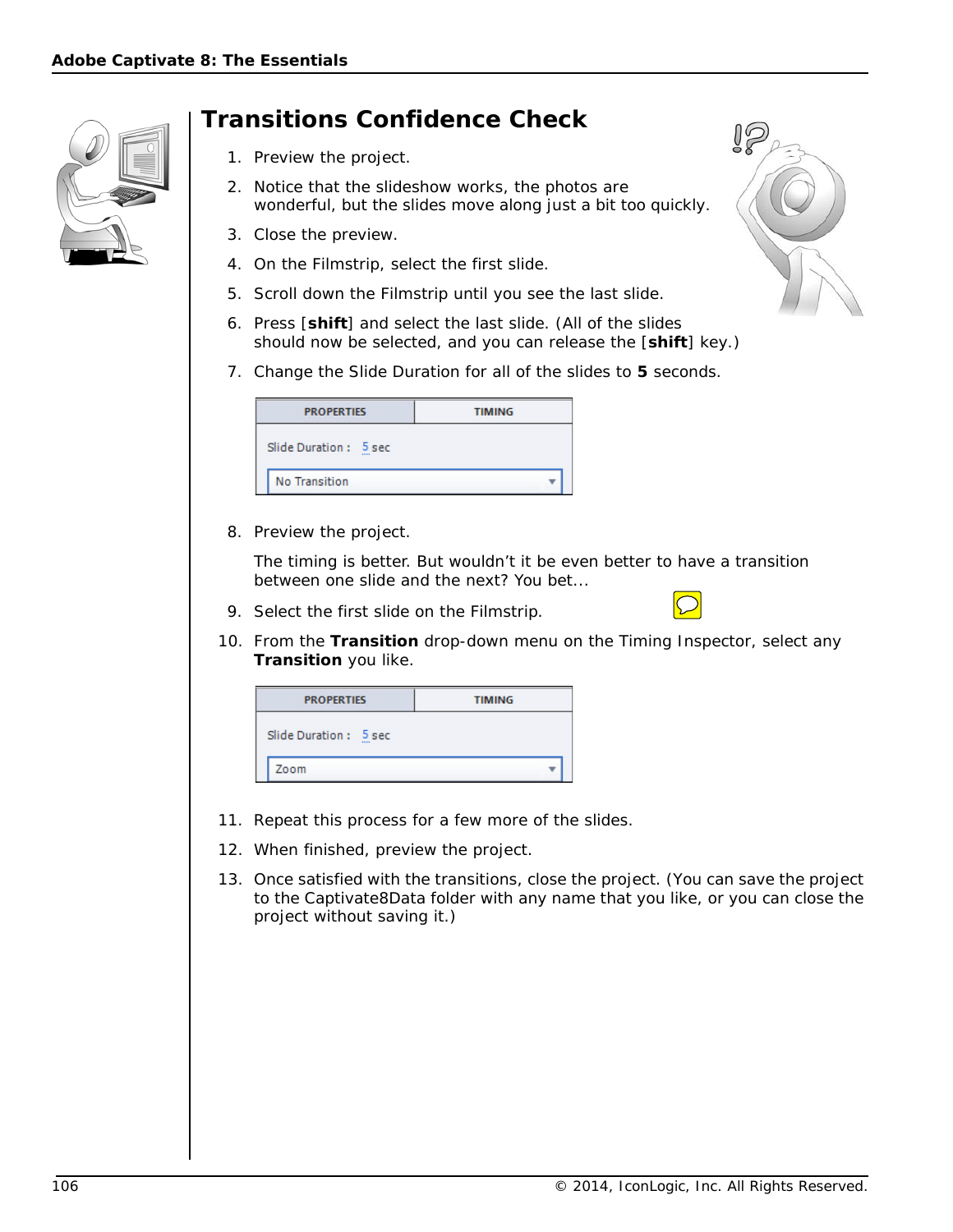# Transitions Confidence Check

1. Preview the project.
2. Notice that the slideshow works, the photos are wonderful, but the slides move along just a bit too quickly.
3. Close the preview.
4. On the Filmstrip, select the first slide.
5. Scroll down the Filmstrip until you see the last slide.
6. Press [**shift**] and select the last slide. (All of the slides should now be selected, and you can release the [**shift**] key.)
7. Change the Slide Duration for all of the slides to **5** seconds.

| PROPERTIES | TIMING |
|---|---|
| Slide Duration : 5 sec | |
| No Transition | |

8. Preview the project.

   The timing is better. But wouldn't it be even better to have a transition between one slide and the next? You bet...

9. Select the first slide on the Filmstrip.
10. From the **Transition** drop-down menu on the Timing Inspector, select any **Transition** you like.

| PROPERTIES | TIMING |
|---|---|
| Slide Duration : 5 sec | |
| Zoom | |

11. Repeat this process for a few more of the slides.
12. When finished, preview the project.
13. Once satisfied with the transitions, close the project. (You can save the project to the Captivate8Data folder with any name that you like, or you can close the project without saving it.)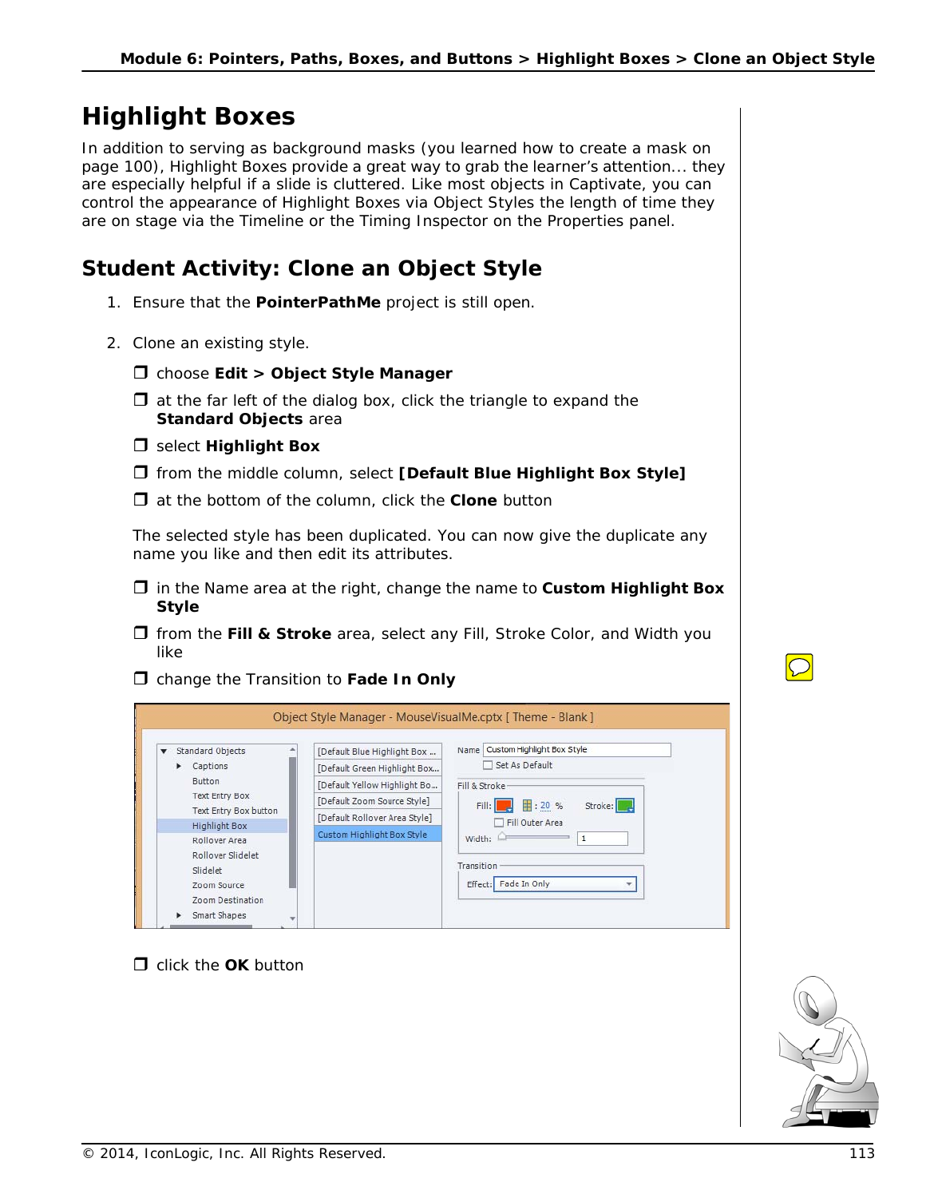# Highlight Boxes

In addition to serving as background masks (you learned how to create a mask on page 100), Highlight Boxes provide a great way to grab the learner's attention... they are especially helpful if a slide is cluttered. Like most objects in Captivate, you can control the appearance of Highlight Boxes via Object Styles the length of time they are on stage via the Timeline or the Timing Inspector on the Properties panel.

## Student Activity: Clone an Object Style

1. Ensure that the **PointerPathMe** project is still open.

2. Clone an existing style.

   - ❒ choose **Edit > Object Style Manager**
   - ❒ at the far left of the dialog box, click the triangle to expand the **Standard Objects** area
   - ❒ select **Highlight Box**
   - ❒ from the middle column, select **[Default Blue Highlight Box Style]**
   - ❒ at the bottom of the column, click the **Clone** button

   The selected style has been duplicated. You can now give the duplicate any name you like and then edit its attributes.

   - ❒ in the Name area at the right, change the name to **Custom Highlight Box Style**
   - ❒ from the **Fill & Stroke** area, select any Fill, Stroke Color, and Width you like
   - ❒ change the Transition to **Fade In Only**

   - ❒ click the **OK** button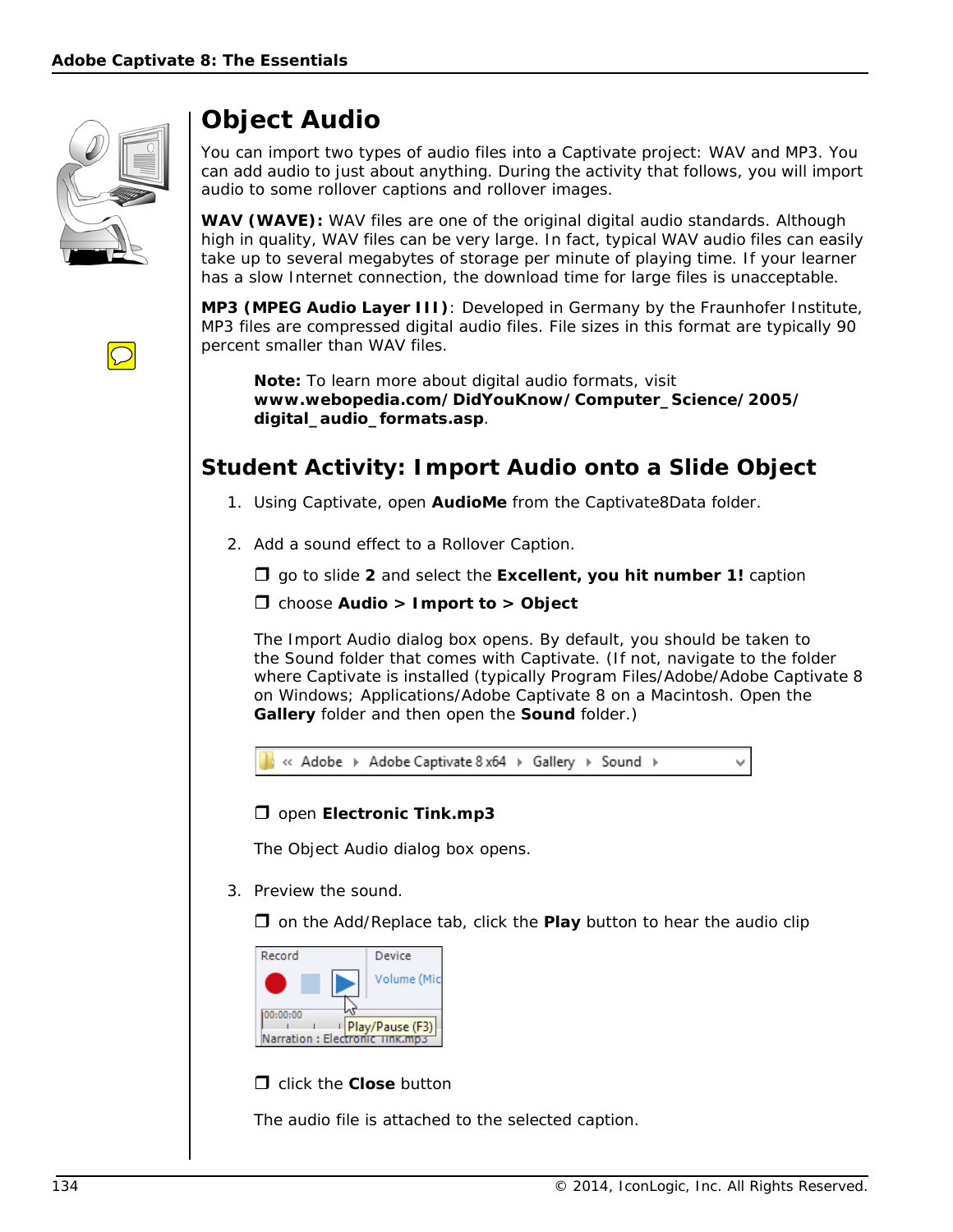# Object Audio

You can import two types of audio files into a Captivate project: WAV and MP3. You can add audio to just about anything. During the activity that follows, you will import audio to some rollover captions and rollover images.

**WAV (WAVE):** WAV files are one of the original digital audio standards. Although high in quality, WAV files can be very large. In fact, typical WAV audio files can easily take up to several megabytes of storage per minute of playing time. If your learner has a slow Internet connection, the download time for large files is unacceptable.

**MP3 (MPEG Audio Layer III)**: Developed in Germany by the Fraunhofer Institute, MP3 files are compressed digital audio files. File sizes in this format are typically 90 percent smaller than WAV files.

> **Note:** To learn more about digital audio formats, visit **www.webopedia.com/DidYouKnow/Computer_Science/2005/digital_audio_formats.asp**.

## Student Activity: Import Audio onto a Slide Object

1. Using Captivate, open **AudioMe** from the Captivate8Data folder.

2. Add a sound effect to a Rollover Caption.

   ❒ go to slide **2** and select the **Excellent, you hit number 1!** caption

   ❒ choose **Audio > Import to > Object**

   The Import Audio dialog box opens. By default, you should be taken to the Sound folder that comes with Captivate. (If not, navigate to the folder where Captivate is installed (typically Program Files/Adobe/Adobe Captivate 8 on Windows; Applications/Adobe Captivate 8 on a Macintosh. Open the **Gallery** folder and then open the **Sound** folder.)

   « Adobe ▸ Adobe Captivate 8 x64 ▸ Gallery ▸ Sound ▸

   ❒ open **Electronic Tink.mp3**

   The Object Audio dialog box opens.

3. Preview the sound.

   ❒ on the Add/Replace tab, click the **Play** button to hear the audio clip

   Record | Device | Volume (Mic | 00:00:00 | Play/Pause (F3) | Narration : Electronic Tink.mp3

   ❒ click the **Close** button

   The audio file is attached to the selected caption.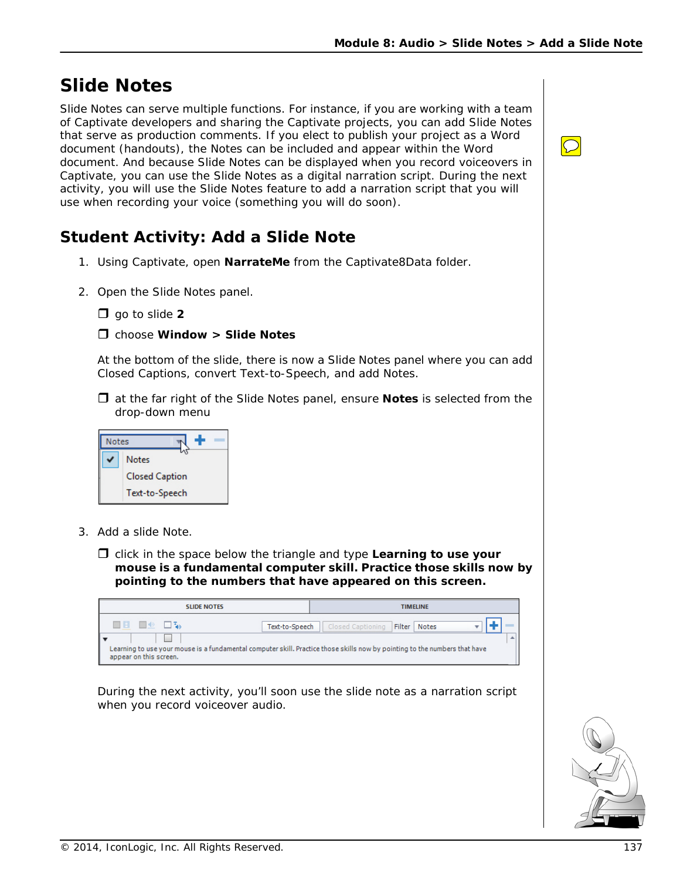# Slide Notes

Slide Notes can serve multiple functions. For instance, if you are working with a team of Captivate developers and sharing the Captivate projects, you can add Slide Notes that serve as production comments. If you elect to publish your project as a Word document (handouts), the Notes can be included and appear within the Word document. And because Slide Notes can be displayed when you record voiceovers in Captivate, you can use the Slide Notes as a digital narration script. During the next activity, you will use the Slide Notes feature to add a narration script that you will use when recording your voice (something you will do soon).

## Student Activity: Add a Slide Note

1. Using Captivate, open **NarrateMe** from the Captivate8Data folder.

2. Open the Slide Notes panel.

   ❒ go to slide **2**

   ❒ choose **Window > Slide Notes**

   At the bottom of the slide, there is now a Slide Notes panel where you can add Closed Captions, convert Text-to-Speech, and add Notes.

   ❒ at the far right of the Slide Notes panel, ensure **Notes** is selected from the drop-down menu

3. Add a slide Note.

   ❒ click in the space below the triangle and type **Learning to use your mouse is a fundamental computer skill. Practice those skills now by pointing to the numbers that have appeared on this screen.**

   During the next activity, you'll soon use the slide note as a narration script when you record voiceover audio.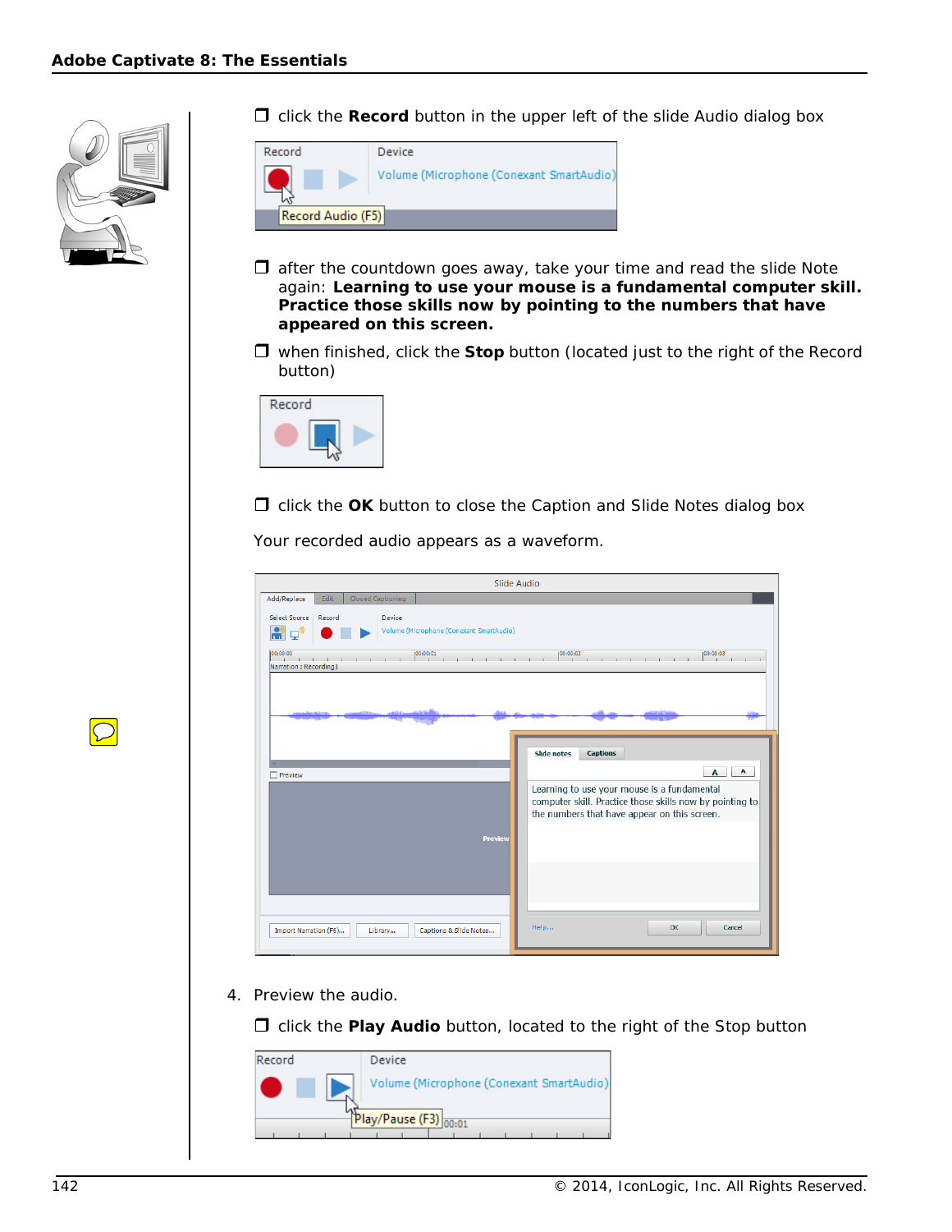- ❒ click the **Record** button in the upper left of the slide Audio dialog box

- ❒ after the countdown goes away, take your time and read the slide Note again: **Learning to use your mouse is a fundamental computer skill. Practice those skills now by pointing to the numbers that have appeared on this screen.**

- ❒ when finished, click the **Stop** button (located just to the right of the Record button)

- ❒ click the **OK** button to close the Caption and Slide Notes dialog box

Your recorded audio appears as a waveform.

4. Preview the audio.

- ❒ click the **Play Audio** button, located to the right of the Stop button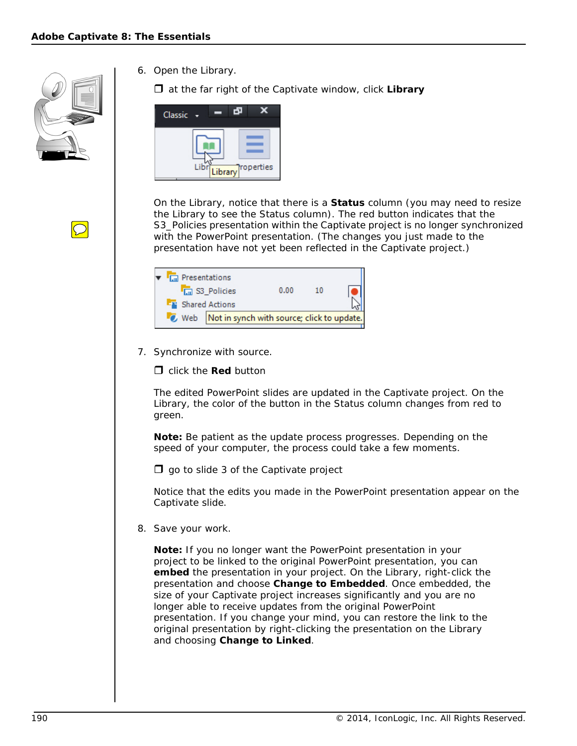6. Open the Library.

   ❒ at the far right of the Captivate window, click **Library**

   On the Library, notice that there is a **Status** column (you may need to resize the Library to see the Status column). The red button indicates that the S3_Policies presentation within the Captivate project is no longer synchronized with the PowerPoint presentation. (The changes you just made to the presentation have not yet been reflected in the Captivate project.)

7. Synchronize with source.

   ❒ click the **Red** button

   The edited PowerPoint slides are updated in the Captivate project. On the Library, the color of the button in the Status column changes from red to green.

   **Note:** Be patient as the update process progresses. Depending on the speed of your computer, the process could take a few moments.

   ❒ go to slide 3 of the Captivate project

   Notice that the edits you made in the PowerPoint presentation appear on the Captivate slide.

8. Save your work.

   **Note:** If you no longer want the PowerPoint presentation in your project to be linked to the original PowerPoint presentation, you can **embed** the presentation in your project. On the Library, right-click the presentation and choose **Change to Embedded**. Once embedded, the size of your Captivate project increases significantly and you are no longer able to receive updates from the original PowerPoint presentation. If you change your mind, you can restore the link to the original presentation by right-clicking the presentation on the Library and choosing **Change to Linked**.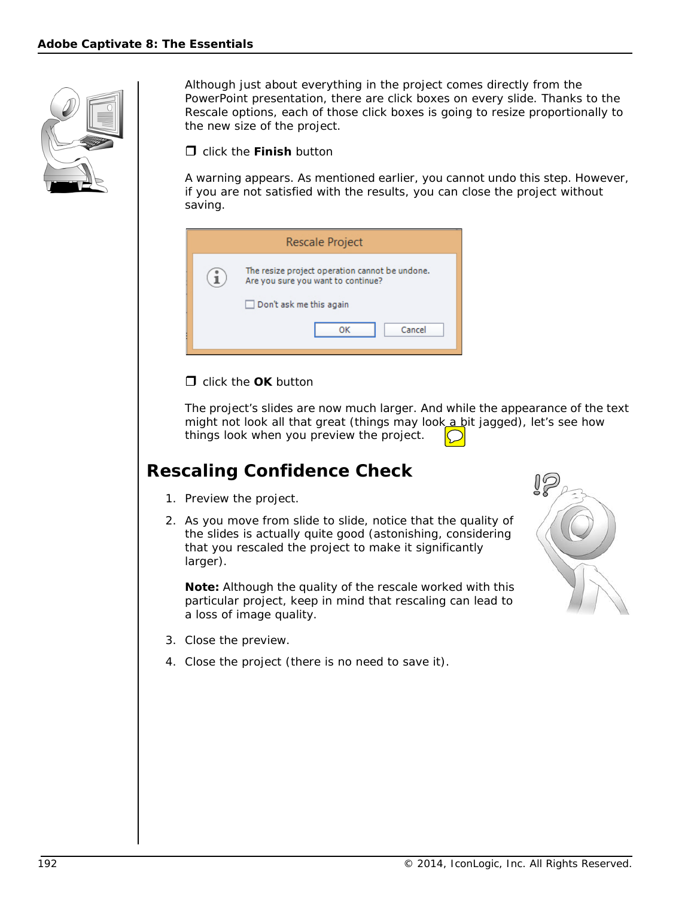Although just about everything in the project comes directly from the PowerPoint presentation, there are click boxes on every slide. Thanks to the Rescale options, each of those click boxes is going to resize proportionally to the new size of the project.

❒ click the **Finish** button

A warning appears. As mentioned earlier, you cannot undo this step. However, if you are not satisfied with the results, you can close the project without saving.

❒ click the **OK** button

The project's slides are now much larger. And while the appearance of the text might not look all that great (things may look a bit jagged), let's see how things look when you preview the project.

## Rescaling Confidence Check

1. Preview the project.
2. As you move from slide to slide, notice that the quality of the slides is actually quite good (astonishing, considering that you rescaled the project to make it significantly larger).

   **Note:** Although the quality of the rescale worked with this particular project, keep in mind that rescaling can lead to a loss of image quality.

3. Close the preview.
4. Close the project (there is no need to save it).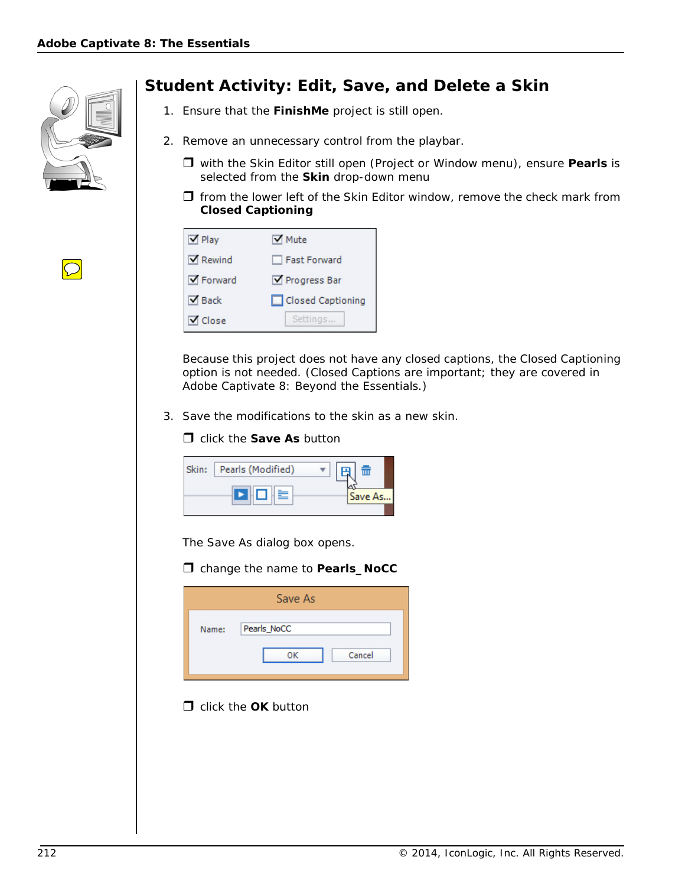# Student Activity: Edit, Save, and Delete a Skin

1. Ensure that the **FinishMe** project is still open.

2. Remove an unnecessary control from the playbar.

   ❒ with the Skin Editor still open (Project or Window menu), ensure **Pearls** is selected from the **Skin** drop-down menu

   ❒ from the lower left of the Skin Editor window, remove the check mark from **Closed Captioning**

   Because this project does not have any closed captions, the Closed Captioning option is not needed. (Closed Captions are important; they are covered in Adobe Captivate 8: Beyond the Essentials.)

3. Save the modifications to the skin as a new skin.

   ❒ click the **Save As** button

   The Save As dialog box opens.

   ❒ change the name to **Pearls_ NoCC**

   ❒ click the **OK** button